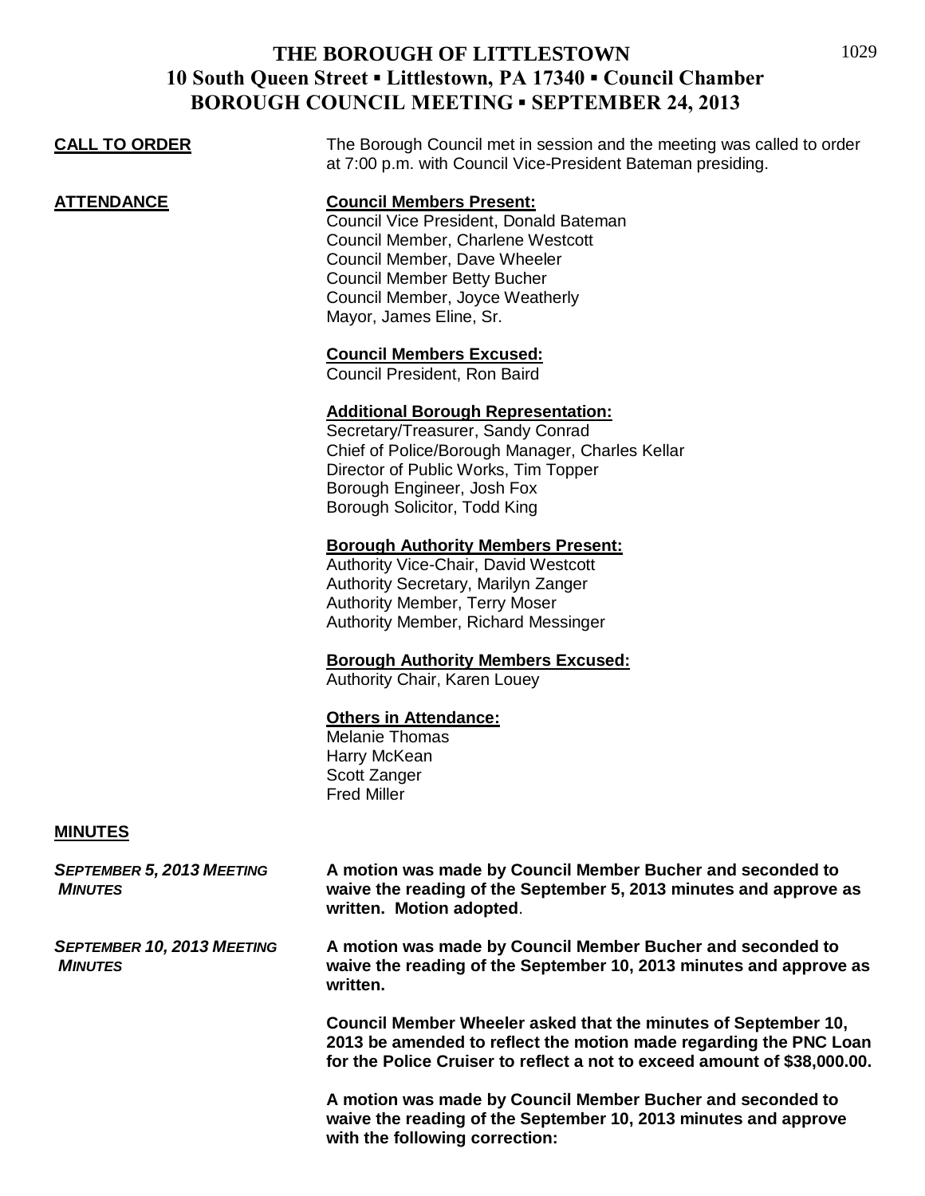# THE BOROUGH OF LITTLESTOWN
## 10 South Queen Street ▪ Littlestown, PA 17340 ▪ Council Chamber
## BOROUGH COUNCIL MEETING ▪ SEPTEMBER 24, 2013

**CALL TO ORDER**

The Borough Council met in session and the meeting was called to order at 7:00 p.m. with Council Vice-President Bateman presiding.

**ATTENDANCE**

**Council Members Present:**
Council Vice President, Donald Bateman
Council Member, Charlene Westcott
Council Member, Dave Wheeler
Council Member Betty Bucher
Council Member, Joyce Weatherly
Mayor, James Eline, Sr.

**Council Members Excused:**
Council President, Ron Baird

**Additional Borough Representation:**
Secretary/Treasurer, Sandy Conrad
Chief of Police/Borough Manager, Charles Kellar
Director of Public Works, Tim Topper
Borough Engineer, Josh Fox
Borough Solicitor, Todd King

**Borough Authority Members Present:**
Authority Vice-Chair, David Westcott
Authority Secretary, Marilyn Zanger
Authority Member, Terry Moser
Authority Member, Richard Messinger

**Borough Authority Members Excused:**
Authority Chair, Karen Louey

**Others in Attendance:**
Melanie Thomas
Harry McKean
Scott Zanger
Fred Miller

**MINUTES**

***SEPTEMBER 5, 2013 MEETING MINUTES***

**A motion was made by Council Member Bucher and seconded to waive the reading of the September 5, 2013 minutes and approve as written. Motion adopted**.

***SEPTEMBER 10, 2013 MEETING MINUTES***

**A motion was made by Council Member Bucher and seconded to waive the reading of the September 10, 2013 minutes and approve as written.**

**Council Member Wheeler asked that the minutes of September 10, 2013 be amended to reflect the motion made regarding the PNC Loan for the Police Cruiser to reflect a not to exceed amount of $38,000.00.**

**A motion was made by Council Member Bucher and seconded to waive the reading of the September 10, 2013 minutes and approve with the following correction:**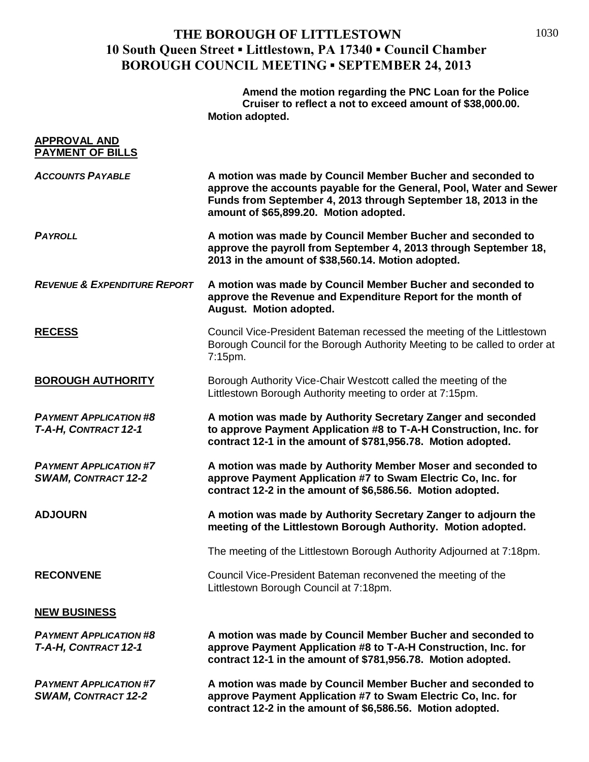# THE BOROUGH OF LITTLESTOWN
## 10 South Queen Street ▪ Littlestown, PA 17340 ▪ Council Chamber
## BOROUGH COUNCIL MEETING ▪ SEPTEMBER 24, 2013

**Amend the motion regarding the PNC Loan for the Police Cruiser to reflect a not to exceed amount of $38,000.00. Motion adopted.**

**APPROVAL AND PAYMENT OF BILLS**

***ACCOUNTS PAYABLE*** — **A motion was made by Council Member Bucher and seconded to approve the accounts payable for the General, Pool, Water and Sewer Funds from September 4, 2013 through September 18, 2013 in the amount of $65,899.20. Motion adopted.**

***PAYROLL*** — **A motion was made by Council Member Bucher and seconded to approve the payroll from September 4, 2013 through September 18, 2013 in the amount of $38,560.14. Motion adopted.**

***REVENUE & EXPENDITURE REPORT*** — **A motion was made by Council Member Bucher and seconded to approve the Revenue and Expenditure Report for the month of August. Motion adopted.**

**RECESS** — Council Vice-President Bateman recessed the meeting of the Littlestown Borough Council for the Borough Authority Meeting to be called to order at 7:15pm.

**BOROUGH AUTHORITY** — Borough Authority Vice-Chair Westcott called the meeting of the Littlestown Borough Authority meeting to order at 7:15pm.

***PAYMENT APPLICATION #8 T-A-H, CONTRACT 12-1*** — **A motion was made by Authority Secretary Zanger and seconded to approve Payment Application #8 to T-A-H Construction, Inc. for contract 12-1 in the amount of $781,956.78. Motion adopted.**

***PAYMENT APPLICATION #7 SWAM, CONTRACT 12-2*** — **A motion was made by Authority Member Moser and seconded to approve Payment Application #7 to Swam Electric Co, Inc. for contract 12-2 in the amount of $6,586.56. Motion adopted.**

**ADJOURN** — **A motion was made by Authority Secretary Zanger to adjourn the meeting of the Littlestown Borough Authority. Motion adopted.**

The meeting of the Littlestown Borough Authority Adjourned at 7:18pm.

**RECONVENE** — Council Vice-President Bateman reconvened the meeting of the Littlestown Borough Council at 7:18pm.

**NEW BUSINESS**

***PAYMENT APPLICATION #8 T-A-H, CONTRACT 12-1*** — **A motion was made by Council Member Bucher and seconded to approve Payment Application #8 to T-A-H Construction, Inc. for contract 12-1 in the amount of $781,956.78. Motion adopted.**

***PAYMENT APPLICATION #7 SWAM, CONTRACT 12-2*** — **A motion was made by Council Member Bucher and seconded to approve Payment Application #7 to Swam Electric Co, Inc. for contract 12-2 in the amount of $6,586.56. Motion adopted.**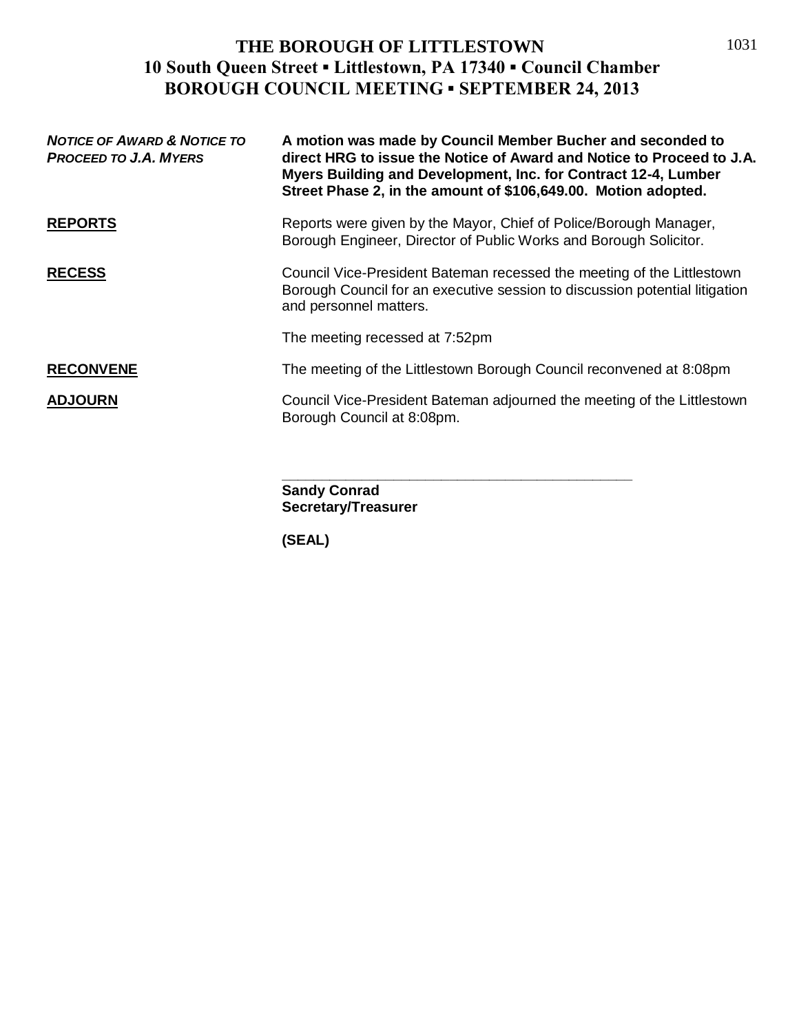# THE BOROUGH OF LITTLESTOWN
## 10 South Queen Street ▪ Littlestown, PA 17340 ▪ Council Chamber
## BOROUGH COUNCIL MEETING ▪ SEPTEMBER 24, 2013

***NOTICE OF AWARD & NOTICE TO PROCEED TO J.A. MYERS***

**A motion was made by Council Member Bucher and seconded to direct HRG to issue the Notice of Award and Notice to Proceed to J.A. Myers Building and Development, Inc. for Contract 12-4, Lumber Street Phase 2, in the amount of $106,649.00. Motion adopted.**

**REPORTS**

Reports were given by the Mayor, Chief of Police/Borough Manager, Borough Engineer, Director of Public Works and Borough Solicitor.

**RECESS**

Council Vice-President Bateman recessed the meeting of the Littlestown Borough Council for an executive session to discussion potential litigation and personnel matters.

The meeting recessed at 7:52pm

**RECONVENE**

The meeting of the Littlestown Borough Council reconvened at 8:08pm

**ADJOURN**

Council Vice-President Bateman adjourned the meeting of the Littlestown Borough Council at 8:08pm.

\_\_\_\_\_\_\_\_\_\_\_\_\_\_\_\_\_\_\_\_\_\_\_\_\_\_\_\_\_\_\_\_\_\_\_\_\_\_\_\_\_\_\_\_

**Sandy Conrad**
**Secretary/Treasurer**

**(SEAL)**